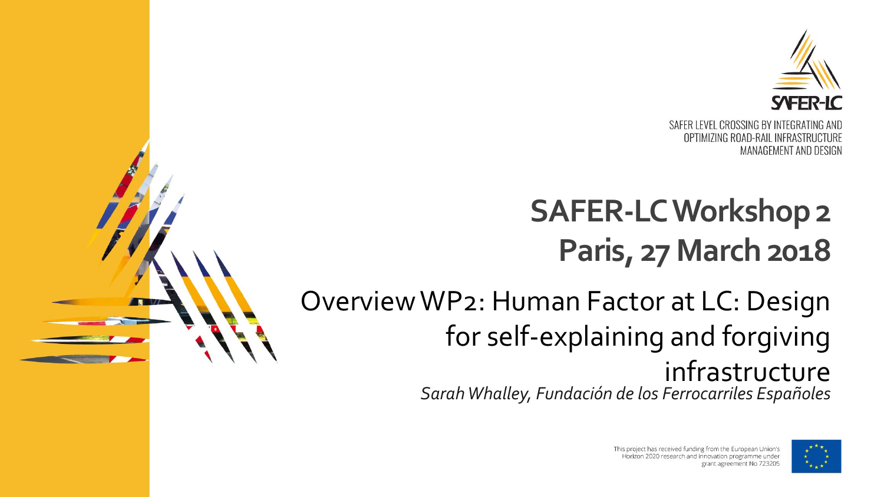SAFER-LC

SAFER LEVEL CROSSING BY INTEGRATING AND OPTIMIZING ROAD-RAIL INFRASTRUCTURE MANAGEMENT AND DESIGN

# SAFER-LC Workshop 2
# Paris, 27 March 2018

## Overview WP2: Human Factor at LC: Design for self-explaining and forgiving infrastructure

*Sarah Whalley, Fundación de los Ferrocarriles Españoles*

This project has received funding from the European Union's Horizon 2020 research and innovation programme under grant agreement No 723205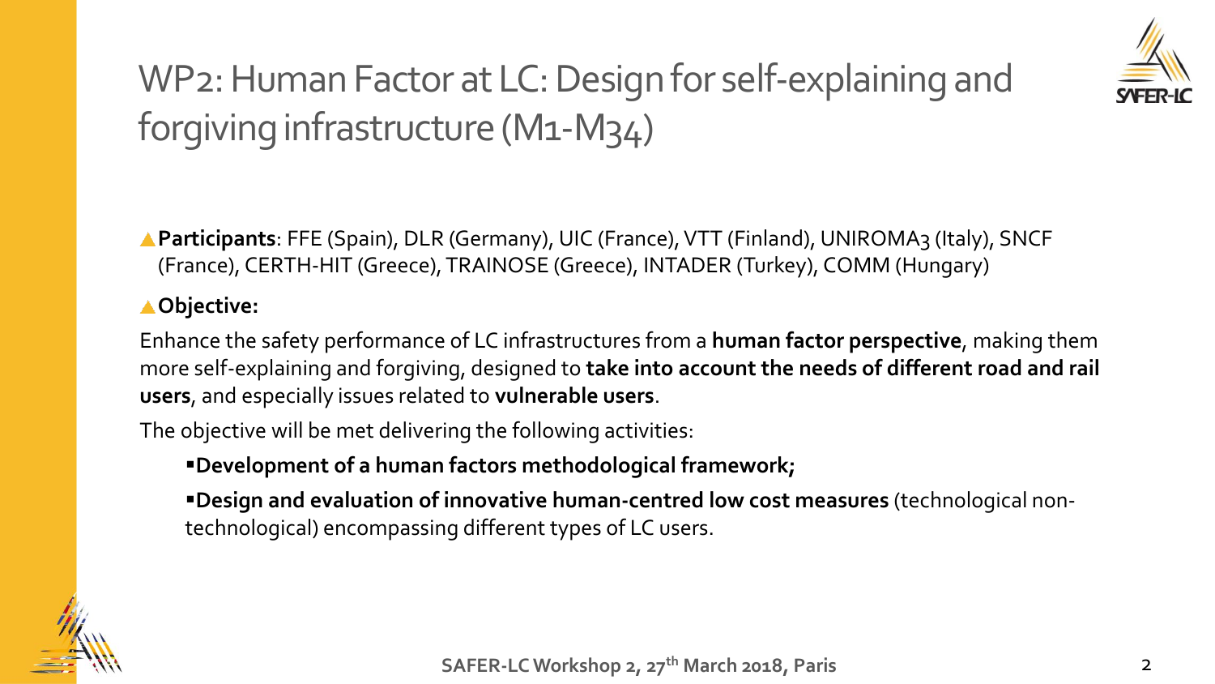# WP2: Human Factor at LC: Design for self-explaining and forgiving infrastructure (M1-M34)

- **Participants**: FFE (Spain), DLR (Germany), UIC (France), VTT (Finland), UNIROMA3 (Italy), SNCF (France), CERTH-HIT (Greece), TRAINOSE (Greece), INTADER (Turkey), COMM (Hungary)
- **Objective:**

Enhance the safety performance of LC infrastructures from a **human factor perspective**, making them more self-explaining and forgiving, designed to **take into account the needs of different road and rail users**, and especially issues related to **vulnerable users**.

The objective will be met delivering the following activities:

- **Development of a human factors methodological framework;**
- **Design and evaluation of innovative human-centred low cost measures** (technological non-technological) encompassing different types of LC users.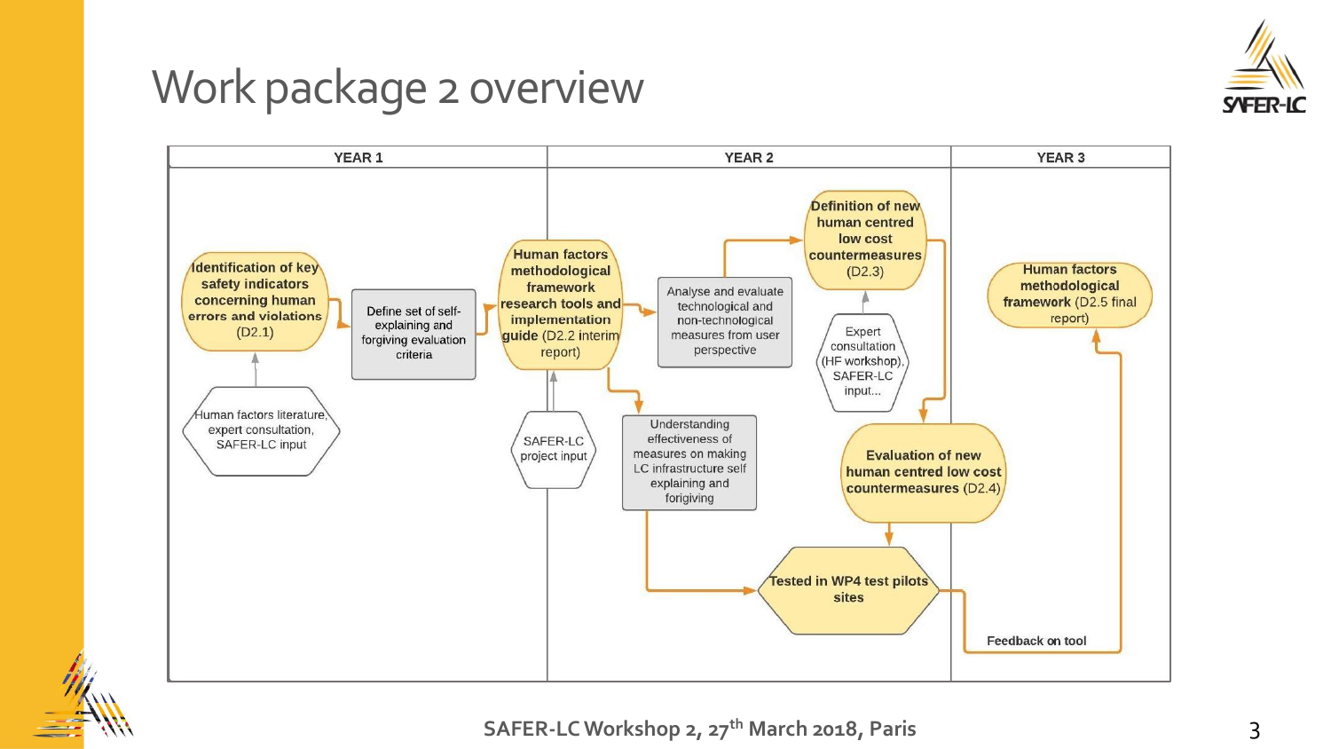# Work package 2 overview

| YEAR 1 | YEAR 2 | YEAR 3 |
| --- | --- | --- |
| **Identification of key safety indicators concerning human errors and violations** (D2.1) ← Human factors literature, expert consultation, SAFER-LC input → Define set of self-explaining and forgiving evaluation criteria | → **Human factors methodological framework research tools and implementation guide** (D2.2 interim report) ← SAFER-LC project input → Analyse and evaluate technological and non-technological measures from user perspective → **Definition of new human centred low cost countermeasures** (D2.3) ← Expert consultation (HF workshop), SAFER-LC input... → **Evaluation of new human centred low cost countermeasures** (D2.4) → **Tested in WP4 test pilots sites**; D2.2 → Understanding effectiveness of measures on making LC infrastructure self explaining and forigiving → **Tested in WP4 test pilots sites** | Feedback on tool → **Human factors methodological framework** (D2.5 final report) |

SAFER-LC Workshop 2, 27th March 2018, Paris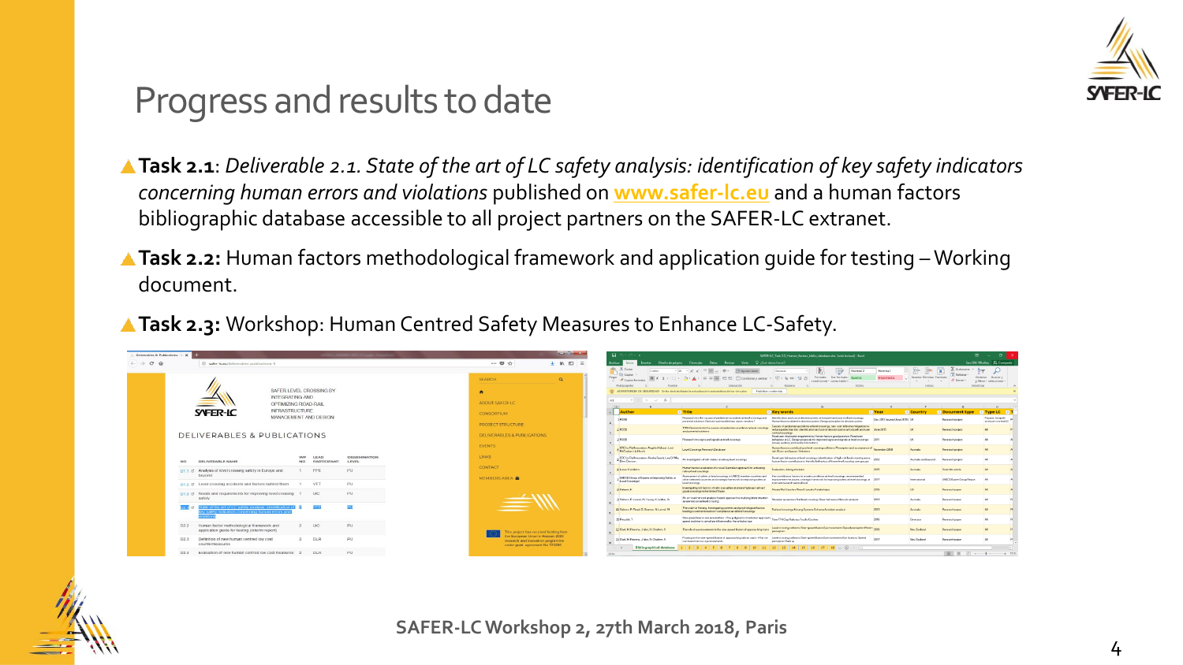# Progress and results to date

- **Task 2.1**: *Deliverable 2.1. State of the art of LC safety analysis: identification of key safety indicators concerning human errors and violations* published on **www.safer-lc.eu** and a human factors bibliographic database accessible to all project partners on the SAFER-LC extranet.
- **Task 2.2:** Human factors methodological framework and application guide for testing – Working document.
- **Task 2.3:** Workshop: Human Centred Safety Measures to Enhance LC-Safety.

SAFER-LC Workshop 2, 27th March 2018, Paris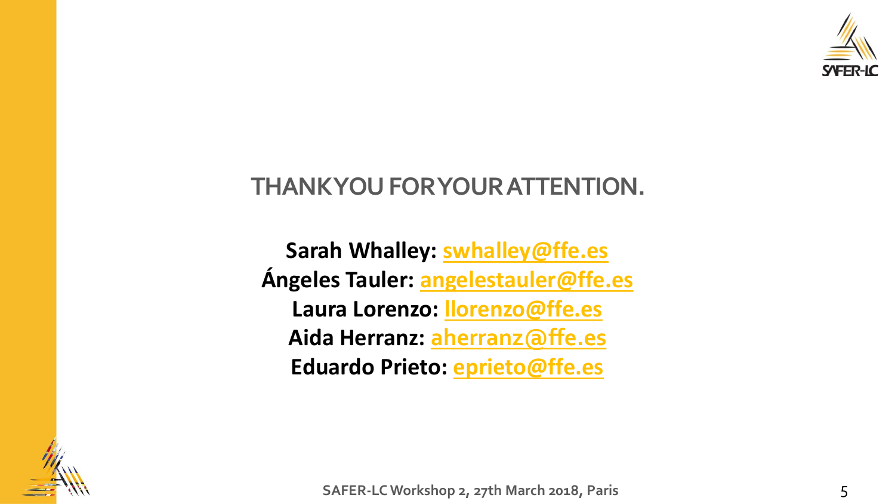# THANK YOU FOR YOUR ATTENTION.

**Sarah Whalley: swhalley@ffe.es**
**Ángeles Tauler: angelestauler@ffe.es**
**Laura Lorenzo: llorenzo@ffe.es**
**Aida Herranz: aherranz@ffe.es**
**Eduardo Prieto: eprieto@ffe.es**